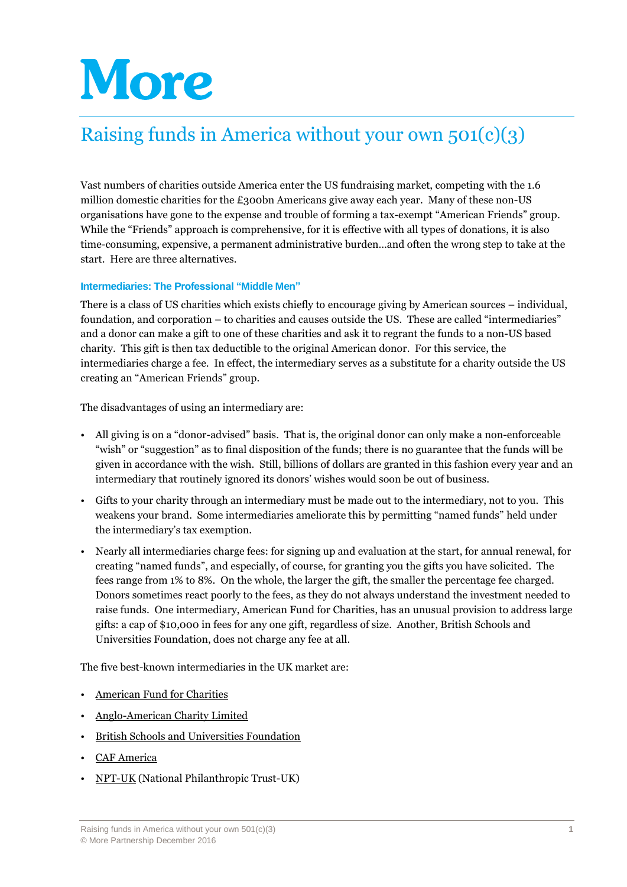# More

## Raising funds in America without your own 501(c)(3)

Vast numbers of charities outside America enter the US fundraising market, competing with the 1.6 million domestic charities for the £300bn Americans give away each year. Many of these non-US organisations have gone to the expense and trouble of forming a tax-exempt “American Friends” group. While the “Friends” approach is comprehensive, for it is effective with all types of donations, it is also time-consuming, expensive, a permanent administrative burden…and often the wrong step to take at the start. Here are three alternatives.

### Intermediaries: The Professional “Middle Men”

There is a class of US charities which exists chiefly to encourage giving by American sources – individual, foundation, and corporation – to charities and causes outside the US. These are called “intermediaries” and a donor can make a gift to one of these charities and ask it to regrant the funds to a non-US based charity. This gift is then tax deductible to the original American donor. For this service, the intermediaries charge a fee. In effect, the intermediary serves as a substitute for a charity outside the US creating an “American Friends” group.

The disadvantages of using an intermediary are:

- All giving is on a “donor-advised” basis. That is, the original donor can only make a non-enforceable “wish” or “suggestion” as to final disposition of the funds; there is no guarantee that the funds will be given in accordance with the wish. Still, billions of dollars are granted in this fashion every year and an intermediary that routinely ignored its donors’ wishes would soon be out of business.
- Gifts to your charity through an intermediary must be made out to the intermediary, not to you. This weakens your brand. Some intermediaries ameliorate this by permitting “named funds” held under the intermediary’s tax exemption.
- Nearly all intermediaries charge fees: for signing up and evaluation at the start, for annual renewal, for creating “named funds”, and especially, of course, for granting you the gifts you have solicited. The fees range from 1% to 8%. On the whole, the larger the gift, the smaller the percentage fee charged. Donors sometimes react poorly to the fees, as they do not always understand the investment needed to raise funds. One intermediary, American Fund for Charities, has an unusual provision to address large gifts: a cap of $10,000 in fees for any one gift, regardless of size. Another, British Schools and Universities Foundation, does not charge any fee at all.

The five best-known intermediaries in the UK market are:

- American Fund for Charities
- Anglo-American Charity Limited
- British Schools and Universities Foundation
- CAF America
- NPT-UK (National Philanthropic Trust-UK)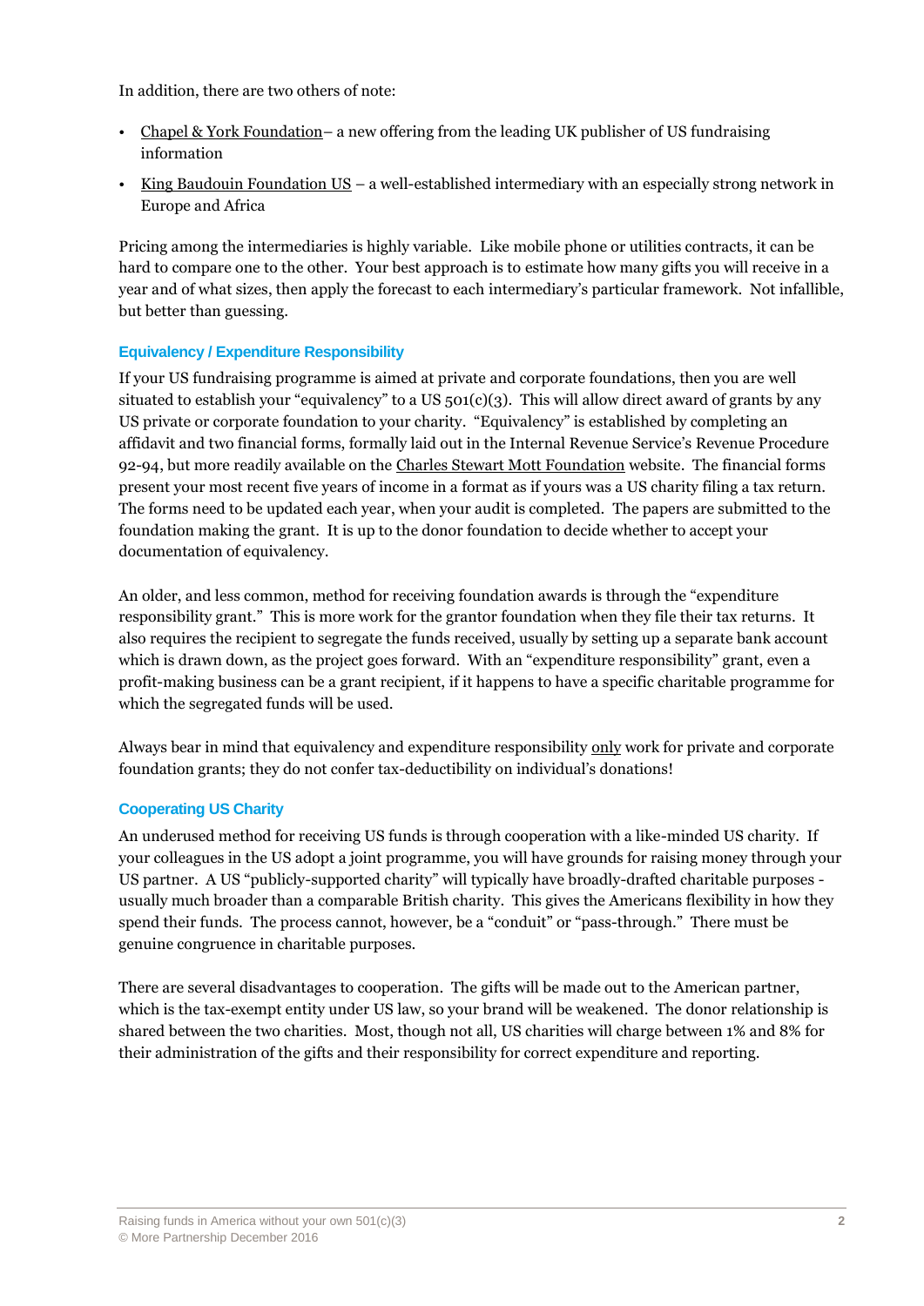In addition, there are two others of note:

- Chapel & York Foundation– a new offering from the leading UK publisher of US fundraising information
- King Baudouin Foundation US – a well-established intermediary with an especially strong network in Europe and Africa

Pricing among the intermediaries is highly variable. Like mobile phone or utilities contracts, it can be hard to compare one to the other. Your best approach is to estimate how many gifts you will receive in a year and of what sizes, then apply the forecast to each intermediary's particular framework. Not infallible, but better than guessing.

### Equivalency / Expenditure Responsibility

If your US fundraising programme is aimed at private and corporate foundations, then you are well situated to establish your "equivalency" to a US 501(c)(3). This will allow direct award of grants by any US private or corporate foundation to your charity. "Equivalency" is established by completing an affidavit and two financial forms, formally laid out in the Internal Revenue Service's Revenue Procedure 92-94, but more readily available on the Charles Stewart Mott Foundation website. The financial forms present your most recent five years of income in a format as if yours was a US charity filing a tax return. The forms need to be updated each year, when your audit is completed. The papers are submitted to the foundation making the grant. It is up to the donor foundation to decide whether to accept your documentation of equivalency.

An older, and less common, method for receiving foundation awards is through the "expenditure responsibility grant." This is more work for the grantor foundation when they file their tax returns. It also requires the recipient to segregate the funds received, usually by setting up a separate bank account which is drawn down, as the project goes forward. With an "expenditure responsibility" grant, even a profit-making business can be a grant recipient, if it happens to have a specific charitable programme for which the segregated funds will be used.

Always bear in mind that equivalency and expenditure responsibility only work for private and corporate foundation grants; they do not confer tax-deductibility on individual's donations!

### Cooperating US Charity

An underused method for receiving US funds is through cooperation with a like-minded US charity. If your colleagues in the US adopt a joint programme, you will have grounds for raising money through your US partner. A US "publicly-supported charity" will typically have broadly-drafted charitable purposes - usually much broader than a comparable British charity. This gives the Americans flexibility in how they spend their funds. The process cannot, however, be a "conduit" or "pass-through." There must be genuine congruence in charitable purposes.

There are several disadvantages to cooperation. The gifts will be made out to the American partner, which is the tax-exempt entity under US law, so your brand will be weakened. The donor relationship is shared between the two charities. Most, though not all, US charities will charge between 1% and 8% for their administration of the gifts and their responsibility for correct expenditure and reporting.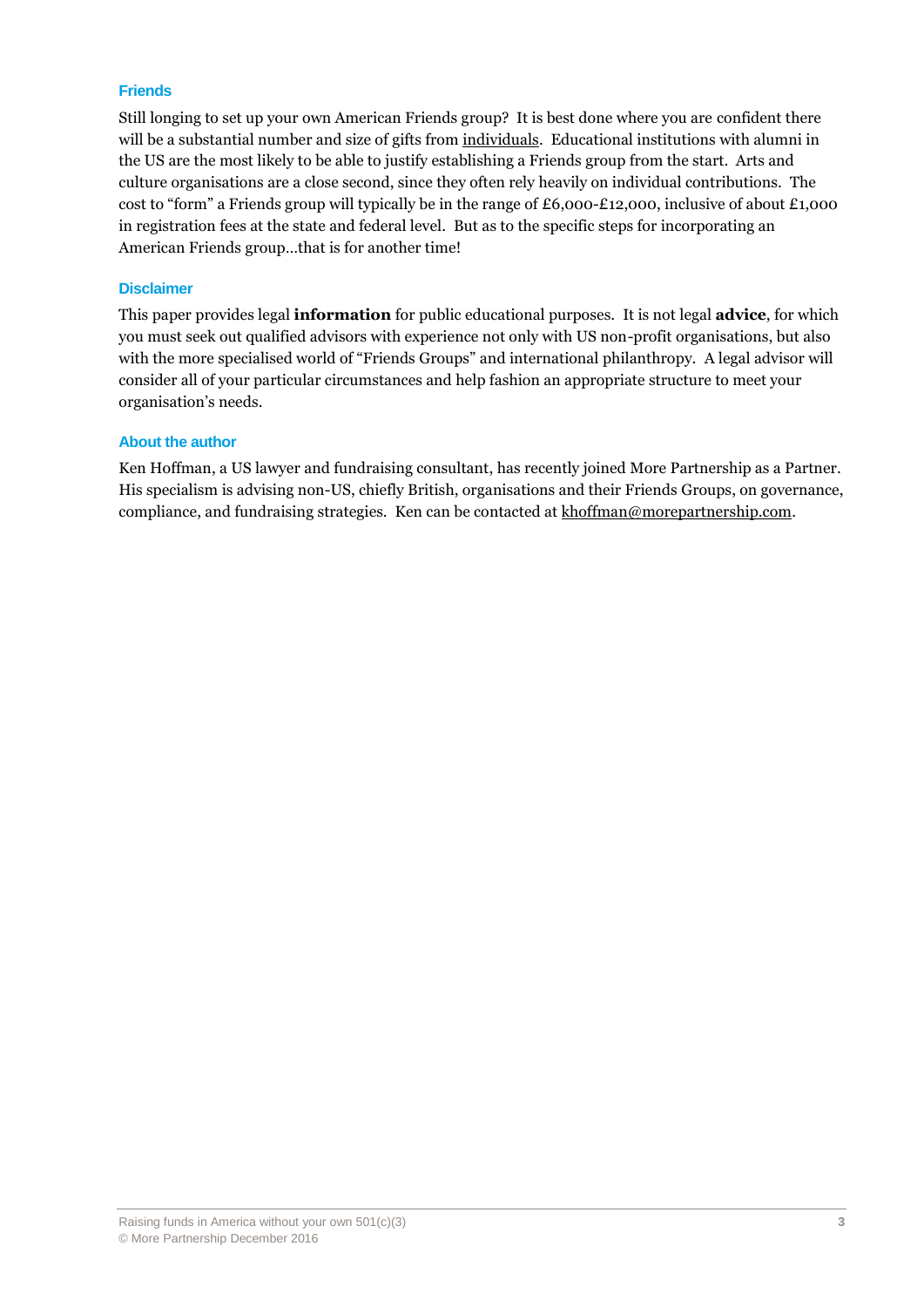## Friends

Still longing to set up your own American Friends group? It is best done where you are confident there will be a substantial number and size of gifts from individuals. Educational institutions with alumni in the US are the most likely to be able to justify establishing a Friends group from the start. Arts and culture organisations are a close second, since they often rely heavily on individual contributions. The cost to "form" a Friends group will typically be in the range of £6,000-£12,000, inclusive of about £1,000 in registration fees at the state and federal level. But as to the specific steps for incorporating an American Friends group…that is for another time!

## Disclaimer

This paper provides legal **information** for public educational purposes. It is not legal **advice**, for which you must seek out qualified advisors with experience not only with US non-profit organisations, but also with the more specialised world of "Friends Groups" and international philanthropy. A legal advisor will consider all of your particular circumstances and help fashion an appropriate structure to meet your organisation's needs.

## About the author

Ken Hoffman, a US lawyer and fundraising consultant, has recently joined More Partnership as a Partner. His specialism is advising non-US, chiefly British, organisations and their Friends Groups, on governance, compliance, and fundraising strategies. Ken can be contacted at khoffman@morepartnership.com.